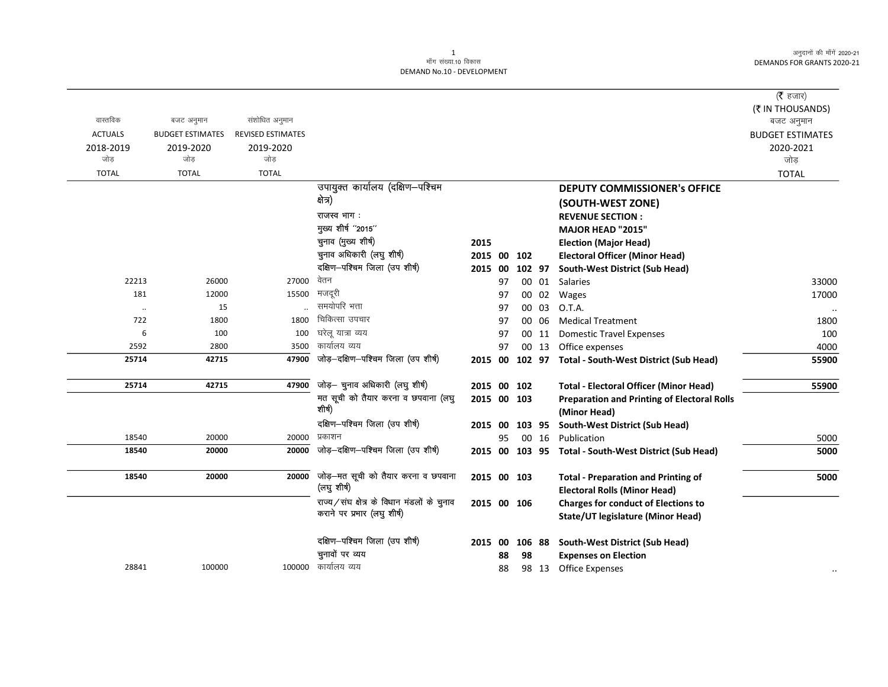मॉंग संख्या.10 विकास
DEMAND No.10 - DEVELOPMENT

(₹ हजार)
(₹ IN THOUSANDS)

| वास्तविक ACTUALS 2018-2019 जोड़ TOTAL | बजट अनुमान BUDGET ESTIMATES 2019-2020 जोड़ TOTAL | संशोधित अनुमान REVISED ESTIMATES 2019-2020 जोड़ TOTAL | | | | | | | बजट अनुमान BUDGET ESTIMATES 2020-2021 जोड़ TOTAL |
|---|---|---|---|---|---|---|---|---|---|
| | | | उपायुक्त कार्यालय (दक्षिण–पश्चिम क्षेत्र) | | | | | **DEPUTY COMMISSIONER's OFFICE (SOUTH-WEST ZONE)** | |
| | | | राजस्व भाग : | | | | | **REVENUE SECTION :** | |
| | | | मुख्य शीर्ष ''2015'' | | | | | **MAJOR HEAD "2015"** | |
| | | | चुनाव (मुख्य शीर्ष) | **2015** | | | | **Election (Major Head)** | |
| | | | चुनाव अधिकारी (लघु शीर्ष) | **2015** | **00** | **102** | | **Electoral Officer (Minor Head)** | |
| | | | दक्षिण–पश्चिम जिला (उप शीर्ष) | **2015** | **00** | **102** | **97** | **South-West District (Sub Head)** | |
| 22213 | 26000 | 27000 | वेतन | | 97 | 00 | 01 | Salaries | 33000 |
| 181 | 12000 | 15500 | मजदूरी | | 97 | 00 | 02 | Wages | 17000 |
| .. | 15 | .. | समयोपरि भत्ता | | 97 | 00 | 03 | O.T.A. | .. |
| 722 | 1800 | 1800 | चिकित्सा उपचार | | 97 | 00 | 06 | Medical Treatment | 1800 |
| 6 | 100 | 100 | घरेलू यात्रा व्यय | | 97 | 00 | 11 | Domestic Travel Expenses | 100 |
| 2592 | 2800 | 3500 | कार्यालय व्यय | | 97 | 00 | 13 | Office expenses | 4000 |
| **25714** | **42715** | **47900** | जोड़–दक्षिण–पश्चिम जिला (उप शीर्ष) | **2015** | **00** | **102** | **97** | **Total - South-West District (Sub Head)** | **55900** |
| **25714** | **42715** | **47900** | जोड़– चुनाव अधिकारी (लघु शीर्ष) | **2015** | **00** | **102** | | **Total - Electoral Officer (Minor Head)** | **55900** |
| | | | मत सूची को तैयार करना व छपवाना (लघु शीर्ष) | **2015** | **00** | **103** | | **Preparation and Printing of Electoral Rolls (Minor Head)** | |
| | | | दक्षिण–पश्चिम जिला (उप शीर्ष) | **2015** | **00** | **103** | **95** | **South-West District (Sub Head)** | |
| 18540 | 20000 | 20000 | प्रकाशन | | 95 | 00 | 16 | Publication | 5000 |
| **18540** | **20000** | **20000** | जोड़–दक्षिण–पश्चिम जिला (उप शीर्ष) | **2015** | **00** | **103** | **95** | **Total - South-West District (Sub Head)** | **5000** |
| **18540** | **20000** | **20000** | जोड़–मत सूची को तैयार करना व छपवाना (लघु शीर्ष) | **2015** | **00** | **103** | | **Total - Preparation and Printing of Electoral Rolls (Minor Head)** | **5000** |
| | | | राज्य / संघ क्षेत्र के विधान मंडलों के चुनाव कराने पर प्रभार (लघु शीर्ष) | **2015** | **00** | **106** | | **Charges for conduct of Elections to State/UT legislature (Minor Head)** | |
| | | | दक्षिण–पश्चिम जिला (उप शीर्ष) | **2015** | **00** | **106** | **88** | **South-West District (Sub Head)** | |
| | | | चुनावों पर व्यय | | **88** | **98** | | **Expenses on Election** | |
| 28841 | 100000 | 100000 | कार्यालय व्यय | | 88 | 98 | 13 | Office Expenses | .. |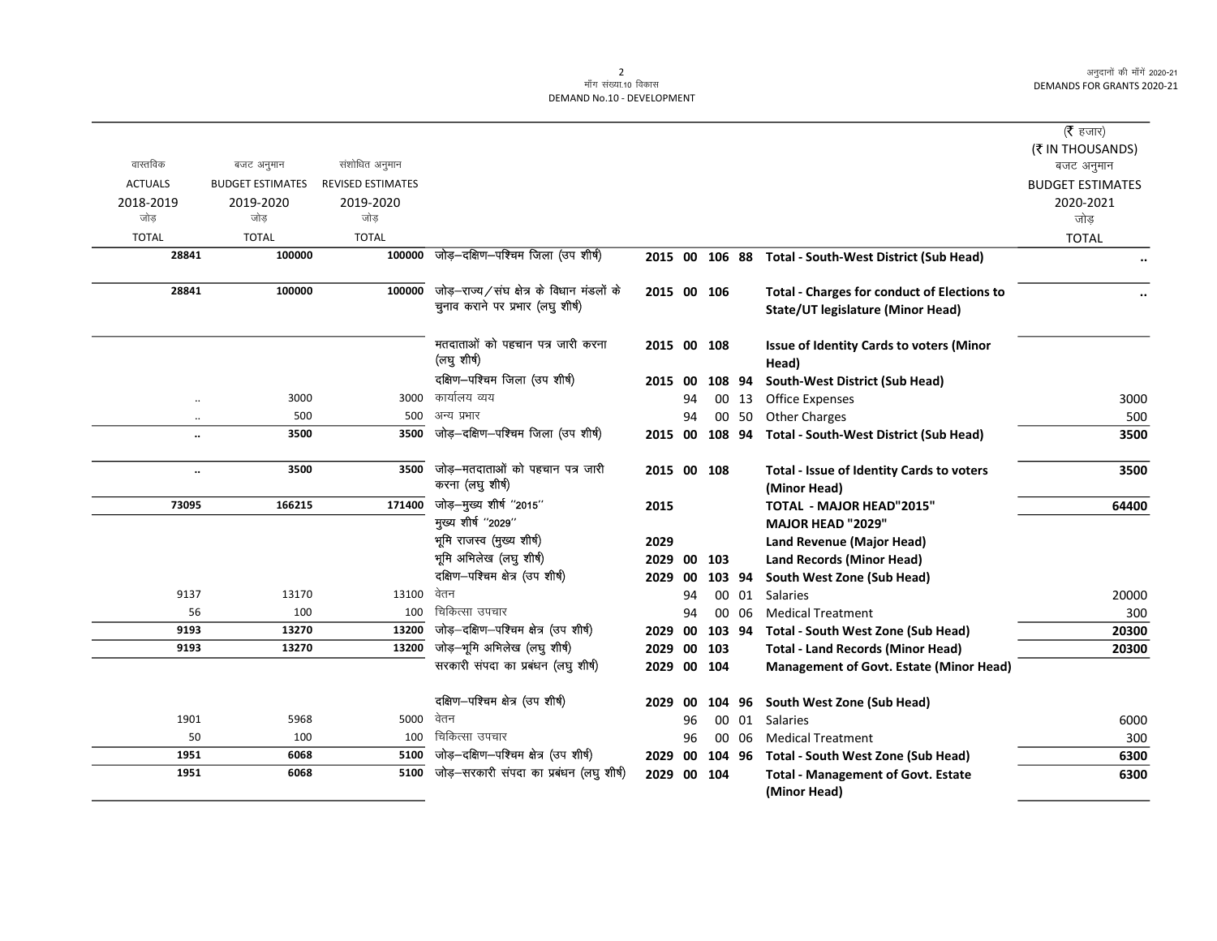| वास्तविक ACTUALS 2018-2019 जोड़ TOTAL | बजट अनुमान BUDGET ESTIMATES 2019-2020 जोड़ TOTAL | संशोधित अनुमान REVISED ESTIMATES 2019-2020 जोड़ TOTAL | | | | | | | (₹ हजार) (₹ IN THOUSANDS) बजट अनुमान BUDGET ESTIMATES 2020-2021 जोड़ TOTAL |
|---|---|---|---|---|---|---|---|---|---|
| 28841 | 100000 | 100000 | जोड़–दक्षिण–पश्चिम जिला (उप शीर्ष) | 2015 | 00 | 106 | 88 | Total - South-West District (Sub Head) | .. |
| 28841 | 100000 | 100000 | जोड़–राज्य/संघ क्षेत्र के विधान मंडलों के चुनाव कराने पर प्रभार (लघु शीर्ष) | 2015 | 00 | 106 | | Total - Charges for conduct of Elections to State/UT legislature (Minor Head) | .. |
| | | | मतदाताओं को पहचान पत्र जारी करना (लघु शीर्ष) | 2015 | 00 | 108 | | Issue of Identity Cards to voters (Minor Head) | |
| | | | दक्षिण–पश्चिम जिला (उप शीर्ष) | 2015 | 00 | 108 | 94 | South-West District (Sub Head) | |
| .. | 3000 | 3000 | कार्यालय व्यय | | 94 | 00 | 13 | Office Expenses | 3000 |
| .. | 500 | 500 | अन्य प्रभार | | 94 | 00 | 50 | Other Charges | 500 |
| .. | 3500 | 3500 | जोड़–दक्षिण–पश्चिम जिला (उप शीर्ष) | 2015 | 00 | 108 | 94 | Total - South-West District (Sub Head) | 3500 |
| .. | 3500 | 3500 | जोड़–मतदाताओं को पहचान पत्र जारी करना (लघु शीर्ष) | 2015 | 00 | 108 | | Total - Issue of Identity Cards to voters (Minor Head) | 3500 |
| 73095 | 166215 | 171400 | जोड़–मुख्य शीर्ष "2015" | 2015 | | | | TOTAL - MAJOR HEAD"2015" | 64400 |
| | | | मुख्य शीर्ष "2029" | | | | | MAJOR HEAD "2029" | |
| | | | भूमि राजस्व (मुख्य शीर्ष) | 2029 | | | | Land Revenue (Major Head) | |
| | | | भूमि अभिलेख (लघु शीर्ष) | 2029 | 00 | 103 | | Land Records (Minor Head) | |
| | | | दक्षिण–पश्चिम क्षेत्र (उप शीर्ष) | 2029 | 00 | 103 | 94 | South West Zone (Sub Head) | |
| 9137 | 13170 | 13100 | वेतन | | 94 | 00 | 01 | Salaries | 20000 |
| 56 | 100 | 100 | चिकित्सा उपचार | | 94 | 00 | 06 | Medical Treatment | 300 |
| 9193 | 13270 | 13200 | जोड़–दक्षिण–पश्चिम क्षेत्र (उप शीर्ष) | 2029 | 00 | 103 | 94 | Total - South West Zone (Sub Head) | 20300 |
| 9193 | 13270 | 13200 | जोड़–भूमि अभिलेख (लघु शीर्ष) | 2029 | 00 | 103 | | Total - Land Records (Minor Head) | 20300 |
| | | | सरकारी संपदा का प्रबंधन (लघु शीर्ष) | 2029 | 00 | 104 | | Management of Govt. Estate (Minor Head) | |
| | | | दक्षिण–पश्चिम क्षेत्र (उप शीर्ष) | 2029 | 00 | 104 | 96 | South West Zone (Sub Head) | |
| 1901 | 5968 | 5000 | वेतन | | 96 | 00 | 01 | Salaries | 6000 |
| 50 | 100 | 100 | चिकित्सा उपचार | | 96 | 00 | 06 | Medical Treatment | 300 |
| 1951 | 6068 | 5100 | जोड़–दक्षिण–पश्चिम क्षेत्र (उप शीर्ष) | 2029 | 00 | 104 | 96 | Total - South West Zone (Sub Head) | 6300 |
| 1951 | 6068 | 5100 | जोड़–सरकारी संपदा का प्रबंधन (लघु शीर्ष) | 2029 | 00 | 104 | | Total - Management of Govt. Estate (Minor Head) | 6300 |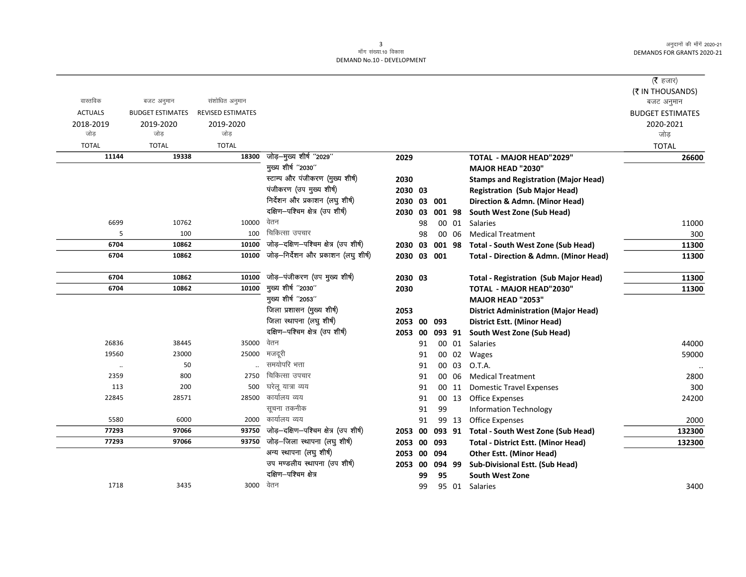मॉंग संख्या.10 विकास
DEMAND No.10 - DEVELOPMENT

| वास्तविक ACTUALS 2018-2019 जोड़ TOTAL | बजट अनुमान BUDGET ESTIMATES 2019-2020 जोड़ TOTAL | संशोधित अनुमान REVISED ESTIMATES 2019-2020 जोड़ TOTAL | | | | | | | (₹ हजार) (₹ IN THOUSANDS) बजट अनुमान BUDGET ESTIMATES 2020-2021 जोड़ TOTAL |
|---|---|---|---|---|---|---|---|---|---|
| **11144** | **19338** | **18300** | जोड़–मुख्य शीर्ष "2029" | **2029** | | | | **TOTAL - MAJOR HEAD"2029"** | **26600** |
| | | | मुख्य शीर्ष "2030" | | | | | **MAJOR HEAD "2030"** | |
| | | | स्टाम्प और पंजीकरण (मुख्य शीर्ष) | **2030** | | | | **Stamps and Registration (Major Head)** | |
| | | | पंजीकरण (उप मुख्य शीर्ष) | **2030** | **03** | | | **Registration (Sub Major Head)** | |
| | | | निर्देशन और प्रकाशन (लघु शीर्ष) | **2030** | **03** | **001** | | **Direction & Admn. (Minor Head)** | |
| | | | दक्षिण–पश्चिम क्षेत्र (उप शीर्ष) | **2030** | **03** | **001** | **98** | **South West Zone (Sub Head)** | |
| 6699 | 10762 | 10000 | वेतन | | 98 | 00 | 01 | Salaries | 11000 |
| 5 | 100 | 100 | चिकित्सा उपचार | | 98 | 00 | 06 | Medical Treatment | 300 |
| **6704** | **10862** | **10100** | जोड़–दक्षिण–पश्चिम क्षेत्र (उप शीर्ष) | **2030** | **03** | **001** | **98** | **Total - South West Zone (Sub Head)** | **11300** |
| **6704** | **10862** | **10100** | जोड़–निर्देशन और प्रकाशन (लघु शीर्ष) | **2030** | **03** | **001** | | **Total - Direction & Admn. (Minor Head)** | **11300** |
| **6704** | **10862** | **10100** | जोड़–पंजीकरण (उप मुख्य शीर्ष) | **2030** | **03** | | | **Total - Registration (Sub Major Head)** | **11300** |
| **6704** | **10862** | **10100** | मुख्य शीर्ष "2030" | **2030** | | | | **TOTAL - MAJOR HEAD"2030"** | **11300** |
| | | | मुख्य शीर्ष "2053" | | | | | **MAJOR HEAD "2053"** | |
| | | | जिला प्रशासन (मुख्य शीर्ष) | **2053** | | | | **District Administration (Major Head)** | |
| | | | जिला स्थापना (लघु शीर्ष) | **2053** | **00** | **093** | | **District Estt. (Minor Head)** | |
| | | | दक्षिण–पश्चिम क्षेत्र (उप शीर्ष) | **2053** | **00** | **093** | **91** | **South West Zone (Sub Head)** | |
| 26836 | 38445 | 35000 | वेतन | | 91 | 00 | 01 | Salaries | 44000 |
| 19560 | 23000 | 25000 | मजदूरी | | 91 | 00 | 02 | Wages | 59000 |
| .. | 50 | .. | समयोपरि भत्ता | | 91 | 00 | 03 | O.T.A. | .. |
| 2359 | 800 | 2750 | चिकित्सा उपचार | | 91 | 00 | 06 | Medical Treatment | 2800 |
| 113 | 200 | 500 | घरेलू यात्रा व्यय | | 91 | 00 | 11 | Domestic Travel Expenses | 300 |
| 22845 | 28571 | 28500 | कार्यालय व्यय | | 91 | 00 | 13 | Office Expenses | 24200 |
| | | | सूचना तकनीक | | 91 | 99 | | Information Technology | |
| 5580 | 6000 | 2000 | कार्यालय व्यय | | 91 | 99 | 13 | Office Expenses | 2000 |
| **77293** | **97066** | **93750** | जोड़–दक्षिण–पश्चिम क्षेत्र (उप शीर्ष) | **2053** | **00** | **093** | **91** | **Total - South West Zone (Sub Head)** | **132300** |
| **77293** | **97066** | **93750** | जोड़–जिला स्थापना (लघु शीर्ष) | **2053** | **00** | **093** | | **Total - District Estt. (Minor Head)** | **132300** |
| | | | अन्य स्थापना (लघु शीर्ष) | **2053** | **00** | **094** | | **Other Estt. (Minor Head)** | |
| | | | उप मण्डलीय स्थापना (उप शीर्ष) | **2053** | **00** | **094** | **99** | **Sub-Divisional Estt. (Sub Head)** | |
| | | | दक्षिण–पश्चिम क्षेत्र | | **99** | **95** | | **South West Zone** | |
| 1718 | 3435 | 3000 | वेतन | | 99 | 95 | 01 | Salaries | 3400 |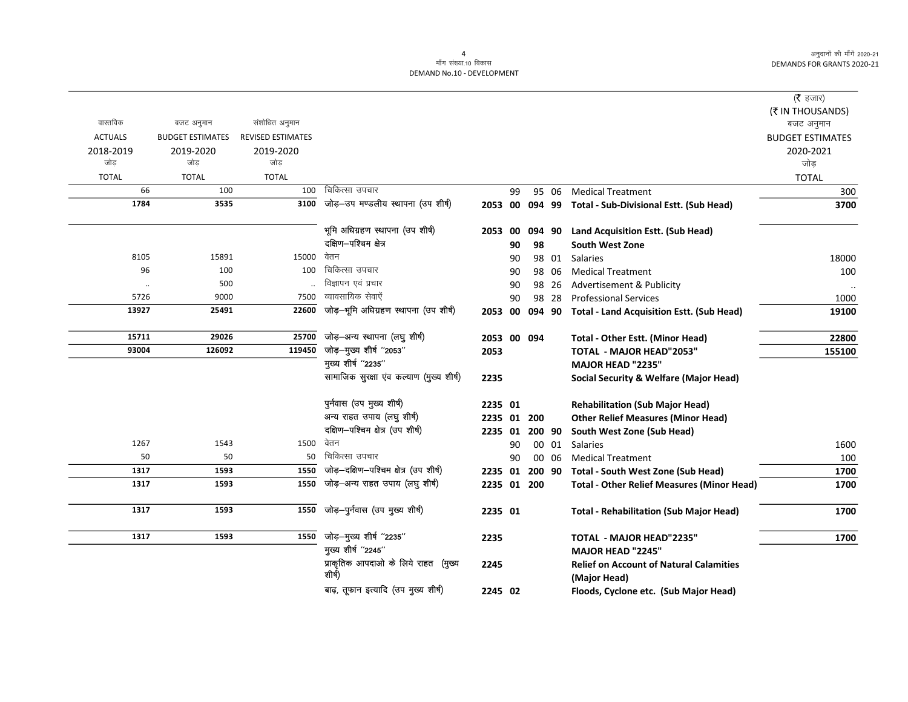(₹ हजार)
(₹ IN THOUSANDS)

| वास्तविक ACTUALS 2018-2019 जोड़ TOTAL | बजट अनुमान BUDGET ESTIMATES 2019-2020 जोड़ TOTAL | संशोधित अनुमान REVISED ESTIMATES 2019-2020 जोड़ TOTAL | | | | | | | बजट अनुमान BUDGET ESTIMATES 2020-2021 जोड़ TOTAL |
|---|---|---|---|---|---|---|---|---|---|
| 66 | 100 | 100 | चिकित्सा उपचार | | 99 | 95 | 06 | Medical Treatment | 300 |
| **1784** | **3535** | **3100** | जोड़–उप मण्डलीय स्थापना (उप शीर्ष) | **2053** | **00** | **094** | **99** | **Total - Sub-Divisional Estt. (Sub Head)** | **3700** |
| | | | भूमि अधिग्रहण स्थापना (उप शीर्ष) | **2053** | **00** | **094** | **90** | **Land Acquisition Estt. (Sub Head)** | |
| | | | दक्षिण–पश्चिम क्षेत्र | | **90** | **98** | | **South West Zone** | |
| 8105 | 15891 | 15000 | वेतन | | 90 | 98 | 01 | Salaries | 18000 |
| 96 | 100 | 100 | चिकित्सा उपचार | | 90 | 98 | 06 | Medical Treatment | 100 |
| .. | 500 | .. | विज्ञापन एवं प्रचार | | 90 | 98 | 26 | Advertisement & Publicity | .. |
| 5726 | 9000 | 7500 | व्यावसायिक सेवाऐं | | 90 | 98 | 28 | Professional Services | 1000 |
| **13927** | **25491** | **22600** | जोड़–भूमि अधिग्रहण स्थापना (उप शीर्ष) | **2053** | **00** | **094** | **90** | **Total - Land Acquisition Estt. (Sub Head)** | **19100** |
| **15711** | **29026** | **25700** | जोड़–अन्य स्थापना (लघु शीर्ष) | **2053** | **00** | **094** | | **Total - Other Estt. (Minor Head)** | **22800** |
| **93004** | **126092** | **119450** | जोड़–मुख्य शीर्ष ''2053'' | **2053** | | | | **TOTAL - MAJOR HEAD"2053"** | **155100** |
| | | | मुख्य शीर्ष ''2235'' | | | | | **MAJOR HEAD "2235"** | |
| | | | सामाजिक सुरक्षा एंव कल्याण (मुख्य शीर्ष) | **2235** | | | | **Social Security & Welfare (Major Head)** | |
| | | | पुर्नवास (उप मुख्य शीर्ष) | **2235** | **01** | | | **Rehabilitation (Sub Major Head)** | |
| | | | अन्य राहत उपाय (लघु शीर्ष) | **2235** | **01** | **200** | | **Other Relief Measures (Minor Head)** | |
| | | | दक्षिण–पश्चिम क्षेत्र (उप शीर्ष) | **2235** | **01** | **200** | **90** | **South West Zone (Sub Head)** | |
| 1267 | 1543 | 1500 | वेतन | | 90 | 00 | 01 | Salaries | 1600 |
| 50 | 50 | 50 | चिकित्सा उपचार | | 90 | 00 | 06 | Medical Treatment | 100 |
| **1317** | **1593** | **1550** | जोड़–दक्षिण–पश्चिम क्षेत्र (उप शीर्ष) | **2235** | **01** | **200** | **90** | **Total - South West Zone (Sub Head)** | **1700** |
| **1317** | **1593** | **1550** | जोड़–अन्य राहत उपाय (लघु शीर्ष) | **2235** | **01** | **200** | | **Total - Other Relief Measures (Minor Head)** | **1700** |
| **1317** | **1593** | **1550** | जोड़–पुर्नवास (उप मुख्य शीर्ष) | **2235** | **01** | | | **Total - Rehabilitation (Sub Major Head)** | **1700** |
| **1317** | **1593** | **1550** | जोड़–मुख्य शीर्ष ''2235'' | **2235** | | | | **TOTAL - MAJOR HEAD"2235"** | **1700** |
| | | | मुख्य शीर्ष ''2245'' | | | | | **MAJOR HEAD "2245"** | |
| | | | प्राकृतिक आपदाओ के लिये राहत (मुख्य शीर्ष) | **2245** | | | | **Relief on Account of Natural Calamities (Major Head)** | |
| | | | बाढ़, तूफान इत्यादि (उप मुख्य शीर्ष) | **2245** | **02** | | | **Floods, Cyclone etc. (Sub Major Head)** | |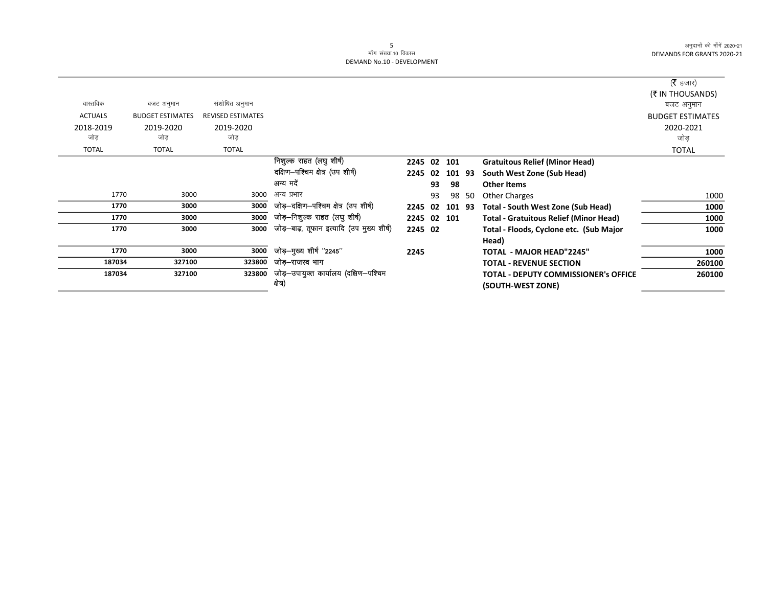(₹ हजार)
(₹ IN THOUSANDS)

| वास्तविक ACTUALS 2018-2019 जोड़ TOTAL | बजट अनुमान BUDGET ESTIMATES 2019-2020 जोड़ TOTAL | संशोधित अनुमान REVISED ESTIMATES 2019-2020 जोड़ TOTAL | | | | | | | बजट अनुमान BUDGET ESTIMATES 2020-2021 जोड़ TOTAL |
|---|---|---|---|---|---|---|---|---|---|
| | | | निशुल्क राहत (लघु शीर्ष) | 2245 | 02 | 101 | | **Gratuitous Relief (Minor Head)** | |
| | | | दक्षिण–पश्चिम क्षेत्र (उप शीर्ष) | 2245 | 02 | 101 | 93 | **South West Zone (Sub Head)** | |
| | | | अन्य मदें | | 93 | 98 | | **Other Items** | |
| 1770 | 3000 | 3000 | अन्य प्रभार | | 93 | 98 | 50 | Other Charges | 1000 |
| **1770** | **3000** | **3000** | जोड़–दक्षिण–पश्चिम क्षेत्र (उप शीर्ष) | 2245 | 02 | 101 | 93 | **Total - South West Zone (Sub Head)** | **1000** |
| **1770** | **3000** | **3000** | जोड़–निशुल्क राहत (लघु शीर्ष) | 2245 | 02 | 101 | | **Total - Gratuitous Relief (Minor Head)** | **1000** |
| **1770** | **3000** | **3000** | जोड़–बाढ़, तूफान इत्यादि (उप मुख्य शीर्ष) | 2245 | 02 | | | **Total - Floods, Cyclone etc. (Sub Major Head)** | **1000** |
| **1770** | **3000** | **3000** | जोड़–मुख्य शीर्ष "2245" | 2245 | | | | **TOTAL - MAJOR HEAD"2245"** | **1000** |
| **187034** | **327100** | **323800** | जोड़–राजस्व भाग | | | | | **TOTAL - REVENUE SECTION** | **260100** |
| **187034** | **327100** | **323800** | जोड़–उपायुक्त कार्यालय (दक्षिण–पश्चिम क्षेत्र) | | | | | **TOTAL - DEPUTY COMMISSIONER's OFFICE (SOUTH-WEST ZONE)** | **260100** |